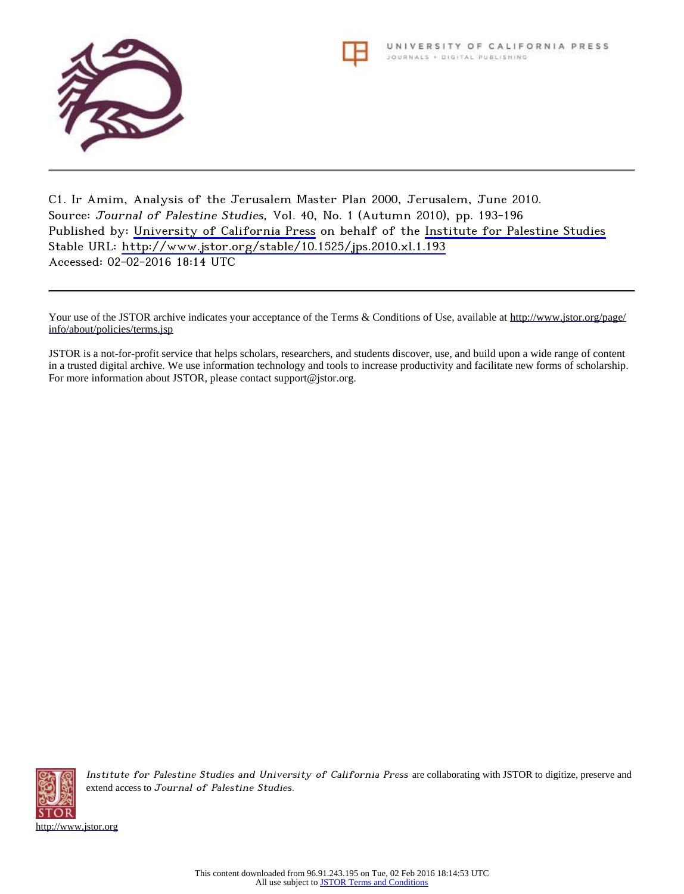C1. Ir Amim, Analysis of the Jerusalem Master Plan 2000, Jerusalem, June 2010.
Source: *Journal of Palestine Studies*, Vol. 40, No. 1 (Autumn 2010), pp. 193-196
Published by: University of California Press on behalf of the Institute for Palestine Studies
Stable URL: http://www.jstor.org/stable/10.1525/jps.2010.xl.1.193
Accessed: 02-02-2016 18:14 UTC

---

Your use of the JSTOR archive indicates your acceptance of the Terms & Conditions of Use, available at http://www.jstor.org/page/info/about/policies/terms.jsp

JSTOR is a not-for-profit service that helps scholars, researchers, and students discover, use, and build upon a wide range of content in a trusted digital archive. We use information technology and tools to increase productivity and facilitate new forms of scholarship. For more information about JSTOR, please contact support@jstor.org.

*Institute for Palestine Studies and University of California Press* are collaborating with JSTOR to digitize, preserve and extend access to *Journal of Palestine Studies*.

http://www.jstor.org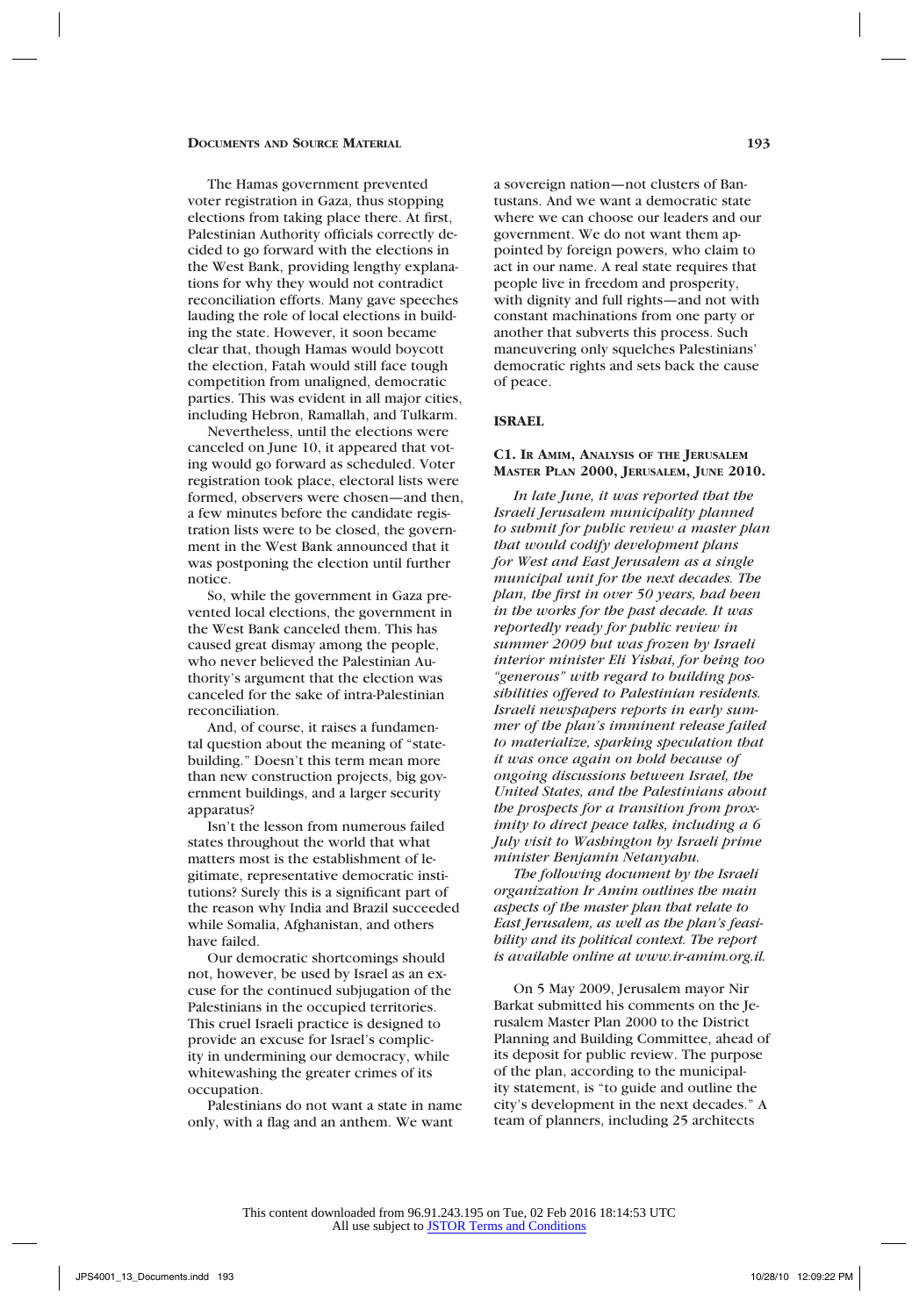The Hamas government prevented voter registration in Gaza, thus stopping elections from taking place there. At first, Palestinian Authority officials correctly decided to go forward with the elections in the West Bank, providing lengthy explanations for why they would not contradict reconciliation efforts. Many gave speeches lauding the role of local elections in building the state. However, it soon became clear that, though Hamas would boycott the election, Fatah would still face tough competition from unaligned, democratic parties. This was evident in all major cities, including Hebron, Ramallah, and Tulkarm.

Nevertheless, until the elections were canceled on June 10, it appeared that voting would go forward as scheduled. Voter registration took place, electoral lists were formed, observers were chosen—and then, a few minutes before the candidate registration lists were to be closed, the government in the West Bank announced that it was postponing the election until further notice.

So, while the government in Gaza prevented local elections, the government in the West Bank canceled them. This has caused great dismay among the people, who never believed the Palestinian Authority's argument that the election was canceled for the sake of intra-Palestinian reconciliation.

And, of course, it raises a fundamental question about the meaning of "state-building." Doesn't this term mean more than new construction projects, big government buildings, and a larger security apparatus?

Isn't the lesson from numerous failed states throughout the world that what matters most is the establishment of legitimate, representative democratic institutions? Surely this is a significant part of the reason why India and Brazil succeeded while Somalia, Afghanistan, and others have failed.

Our democratic shortcomings should not, however, be used by Israel as an excuse for the continued subjugation of the Palestinians in the occupied territories. This cruel Israeli practice is designed to provide an excuse for Israel's complicity in undermining our democracy, while whitewashing the greater crimes of its occupation.

Palestinians do not want a state in name only, with a flag and an anthem. We want a sovereign nation—not clusters of Bantustans. And we want a democratic state where we can choose our leaders and our government. We do not want them appointed by foreign powers, who claim to act in our name. A real state requires that people live in freedom and prosperity, with dignity and full rights—and not with constant machinations from one party or another that subverts this process. Such maneuvering only squelches Palestinians' democratic rights and sets back the cause of peace.

## ISRAEL

### C1. Ir Amim, Analysis of the Jerusalem Master Plan 2000, Jerusalem, June 2010.

*In late June, it was reported that the Israeli Jerusalem municipality planned to submit for public review a master plan that would codify development plans for West and East Jerusalem as a single municipal unit for the next decades. The plan, the first in over 50 years, had been in the works for the past decade. It was reportedly ready for public review in summer 2009 but was frozen by Israeli interior minister Eli Yishai, for being too "generous" with regard to building possibilities offered to Palestinian residents. Israeli newspapers reports in early summer of the plan's imminent release failed to materialize, sparking speculation that it was once again on hold because of ongoing discussions between Israel, the United States, and the Palestinians about the prospects for a transition from proximity to direct peace talks, including a 6 July visit to Washington by Israeli prime minister Benjamin Netanyahu.*

*The following document by the Israeli organization Ir Amim outlines the main aspects of the master plan that relate to East Jerusalem, as well as the plan's feasibility and its political context. The report is available online at www.ir-amim.org.il.*

On 5 May 2009, Jerusalem mayor Nir Barkat submitted his comments on the Jerusalem Master Plan 2000 to the District Planning and Building Committee, ahead of its deposit for public review. The purpose of the plan, according to the municipality statement, is "to guide and outline the city's development in the next decades." A team of planners, including 25 architects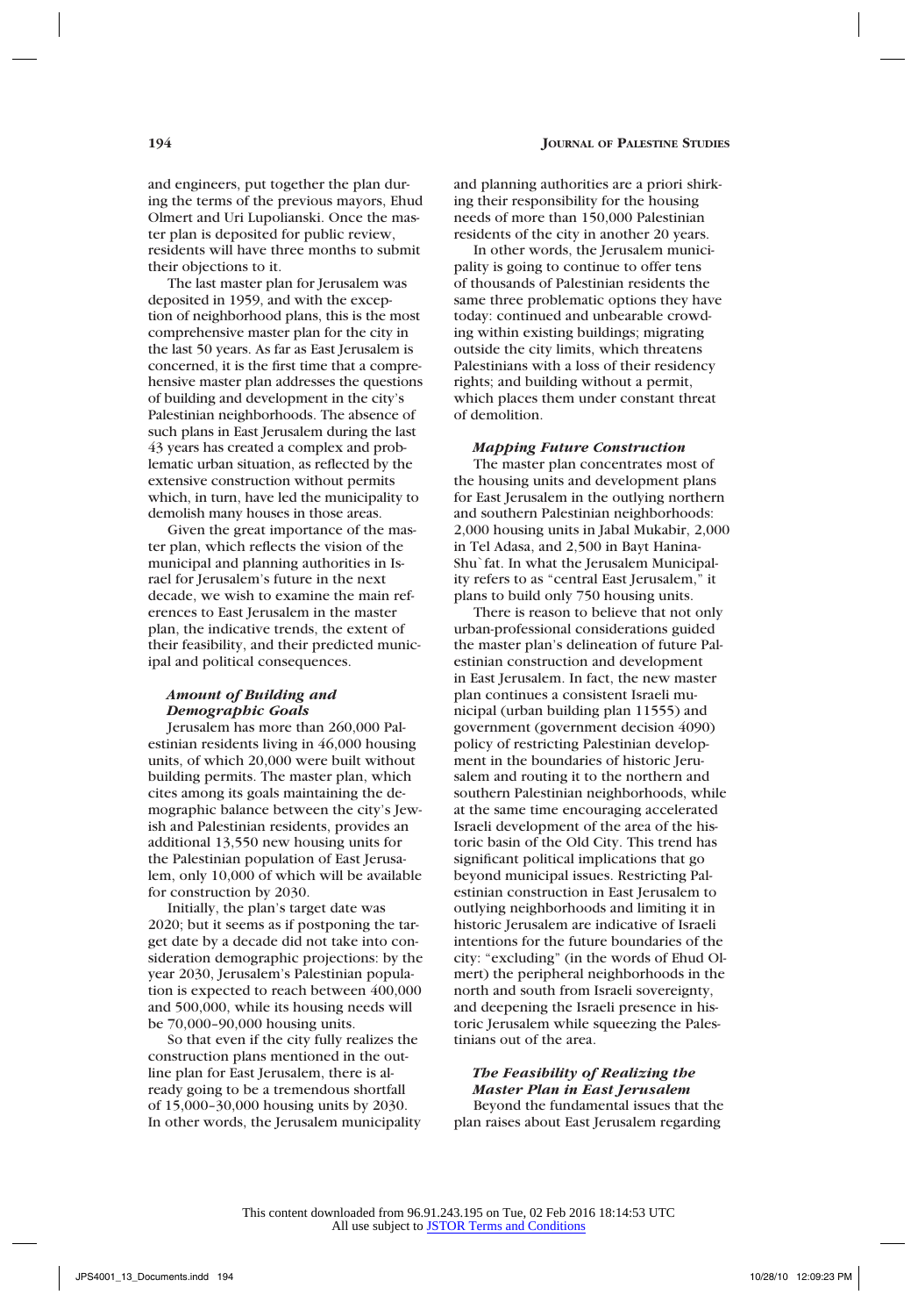and engineers, put together the plan during the terms of the previous mayors, Ehud Olmert and Uri Lupolianski. Once the master plan is deposited for public review, residents will have three months to submit their objections to it.

The last master plan for Jerusalem was deposited in 1959, and with the exception of neighborhood plans, this is the most comprehensive master plan for the city in the last 50 years. As far as East Jerusalem is concerned, it is the first time that a comprehensive master plan addresses the questions of building and development in the city's Palestinian neighborhoods. The absence of such plans in East Jerusalem during the last 43 years has created a complex and problematic urban situation, as reflected by the extensive construction without permits which, in turn, have led the municipality to demolish many houses in those areas.

Given the great importance of the master plan, which reflects the vision of the municipal and planning authorities in Israel for Jerusalem's future in the next decade, we wish to examine the main references to East Jerusalem in the master plan, the indicative trends, the extent of their feasibility, and their predicted municipal and political consequences.

### *Amount of Building and Demographic Goals*

Jerusalem has more than 260,000 Palestinian residents living in 46,000 housing units, of which 20,000 were built without building permits. The master plan, which cites among its goals maintaining the demographic balance between the city's Jewish and Palestinian residents, provides an additional 13,550 new housing units for the Palestinian population of East Jerusalem, only 10,000 of which will be available for construction by 2030.

Initially, the plan's target date was 2020; but it seems as if postponing the target date by a decade did not take into consideration demographic projections: by the year 2030, Jerusalem's Palestinian population is expected to reach between 400,000 and 500,000, while its housing needs will be 70,000–90,000 housing units.

So that even if the city fully realizes the construction plans mentioned in the outline plan for East Jerusalem, there is already going to be a tremendous shortfall of 15,000–30,000 housing units by 2030. In other words, the Jerusalem municipality and planning authorities are a priori shirking their responsibility for the housing needs of more than 150,000 Palestinian residents of the city in another 20 years.

In other words, the Jerusalem municipality is going to continue to offer tens of thousands of Palestinian residents the same three problematic options they have today: continued and unbearable crowding within existing buildings; migrating outside the city limits, which threatens Palestinians with a loss of their residency rights; and building without a permit, which places them under constant threat of demolition.

### *Mapping Future Construction*

The master plan concentrates most of the housing units and development plans for East Jerusalem in the outlying northern and southern Palestinian neighborhoods: 2,000 housing units in Jabal Mukabir, 2,000 in Tel Adasa, and 2,500 in Bayt Hanina-Shu`fat. In what the Jerusalem Municipality refers to as "central East Jerusalem," it plans to build only 750 housing units.

There is reason to believe that not only urban-professional considerations guided the master plan's delineation of future Palestinian construction and development in East Jerusalem. In fact, the new master plan continues a consistent Israeli municipal (urban building plan 11555) and government (government decision 4090) policy of restricting Palestinian development in the boundaries of historic Jerusalem and routing it to the northern and southern Palestinian neighborhoods, while at the same time encouraging accelerated Israeli development of the area of the historic basin of the Old City. This trend has significant political implications that go beyond municipal issues. Restricting Palestinian construction in East Jerusalem to outlying neighborhoods and limiting it in historic Jerusalem are indicative of Israeli intentions for the future boundaries of the city: "excluding" (in the words of Ehud Olmert) the peripheral neighborhoods in the north and south from Israeli sovereignty, and deepening the Israeli presence in historic Jerusalem while squeezing the Palestinians out of the area.

### *The Feasibility of Realizing the Master Plan in East Jerusalem*

Beyond the fundamental issues that the plan raises about East Jerusalem regarding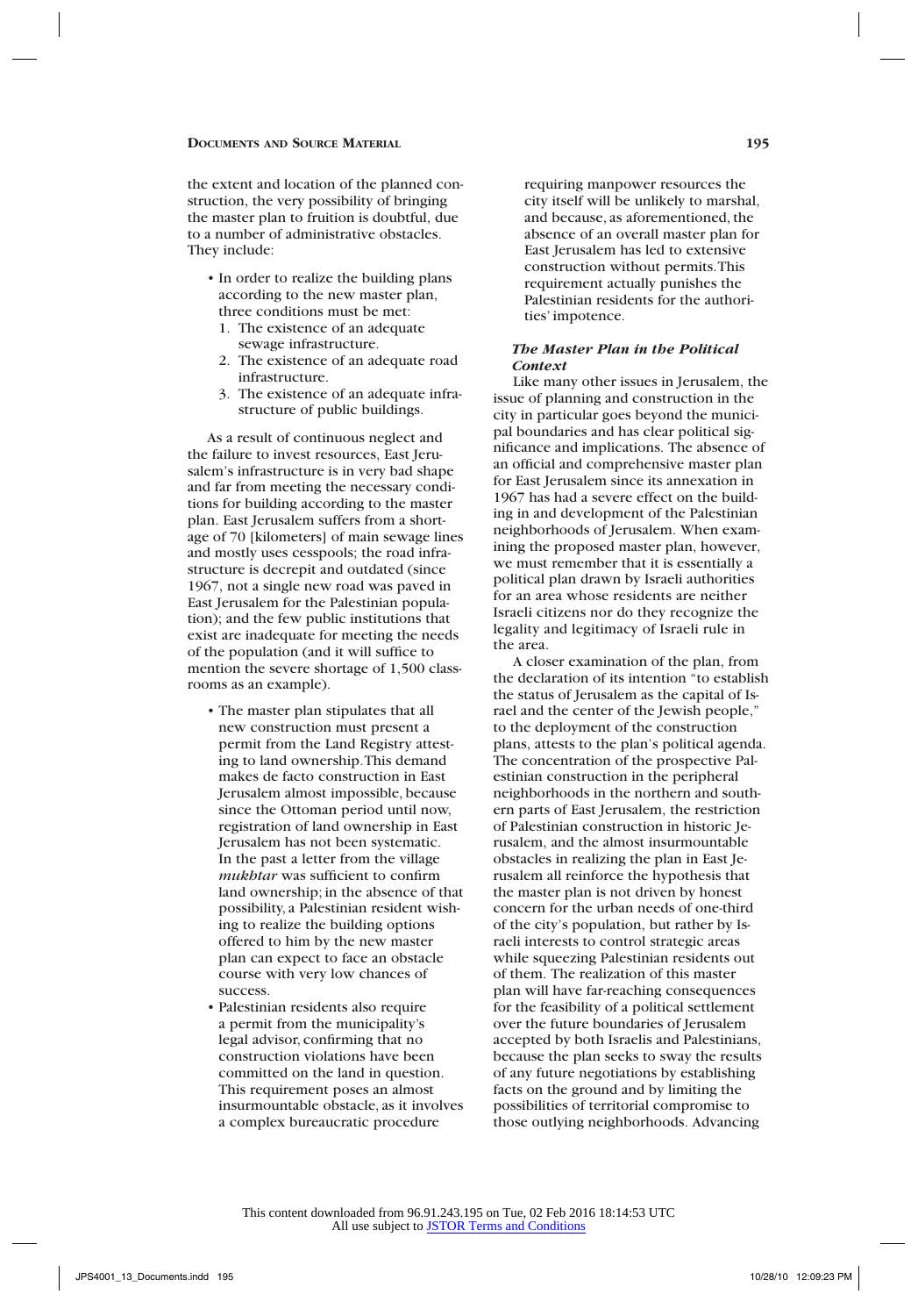the extent and location of the planned construction, the very possibility of bringing the master plan to fruition is doubtful, due to a number of administrative obstacles. They include:

- In order to realize the building plans according to the new master plan, three conditions must be met:
  1. The existence of an adequate sewage infrastructure.
  2. The existence of an adequate road infrastructure.
  3. The existence of an adequate infrastructure of public buildings.

As a result of continuous neglect and the failure to invest resources, East Jerusalem's infrastructure is in very bad shape and far from meeting the necessary conditions for building according to the master plan. East Jerusalem suffers from a shortage of 70 [kilometers] of main sewage lines and mostly uses cesspools; the road infrastructure is decrepit and outdated (since 1967, not a single new road was paved in East Jerusalem for the Palestinian population); and the few public institutions that exist are inadequate for meeting the needs of the population (and it will suffice to mention the severe shortage of 1,500 classrooms as an example).

- The master plan stipulates that all new construction must present a permit from the Land Registry attesting to land ownership. This demand makes de facto construction in East Jerusalem almost impossible, because since the Ottoman period until now, registration of land ownership in East Jerusalem has not been systematic. In the past a letter from the village *mukhtar* was sufficient to confirm land ownership; in the absence of that possibility, a Palestinian resident wishing to realize the building options offered to him by the new master plan can expect to face an obstacle course with very low chances of success.
- Palestinian residents also require a permit from the municipality's legal advisor, confirming that no construction violations have been committed on the land in question. This requirement poses an almost insurmountable obstacle, as it involves a complex bureaucratic procedure requiring manpower resources the city itself will be unlikely to marshal, and because, as aforementioned, the absence of an overall master plan for East Jerusalem has led to extensive construction without permits. This requirement actually punishes the Palestinian residents for the authorities' impotence.

### *The Master Plan in the Political Context*

Like many other issues in Jerusalem, the issue of planning and construction in the city in particular goes beyond the municipal boundaries and has clear political significance and implications. The absence of an official and comprehensive master plan for East Jerusalem since its annexation in 1967 has had a severe effect on the building in and development of the Palestinian neighborhoods of Jerusalem. When examining the proposed master plan, however, we must remember that it is essentially a political plan drawn by Israeli authorities for an area whose residents are neither Israeli citizens nor do they recognize the legality and legitimacy of Israeli rule in the area.

A closer examination of the plan, from the declaration of its intention "to establish the status of Jerusalem as the capital of Israel and the center of the Jewish people," to the deployment of the construction plans, attests to the plan's political agenda. The concentration of the prospective Palestinian construction in the peripheral neighborhoods in the northern and southern parts of East Jerusalem, the restriction of Palestinian construction in historic Jerusalem, and the almost insurmountable obstacles in realizing the plan in East Jerusalem all reinforce the hypothesis that the master plan is not driven by honest concern for the urban needs of one-third of the city's population, but rather by Israeli interests to control strategic areas while squeezing Palestinian residents out of them. The realization of this master plan will have far-reaching consequences for the feasibility of a political settlement over the future boundaries of Jerusalem accepted by both Israelis and Palestinians, because the plan seeks to sway the results of any future negotiations by establishing facts on the ground and by limiting the possibilities of territorial compromise to those outlying neighborhoods. Advancing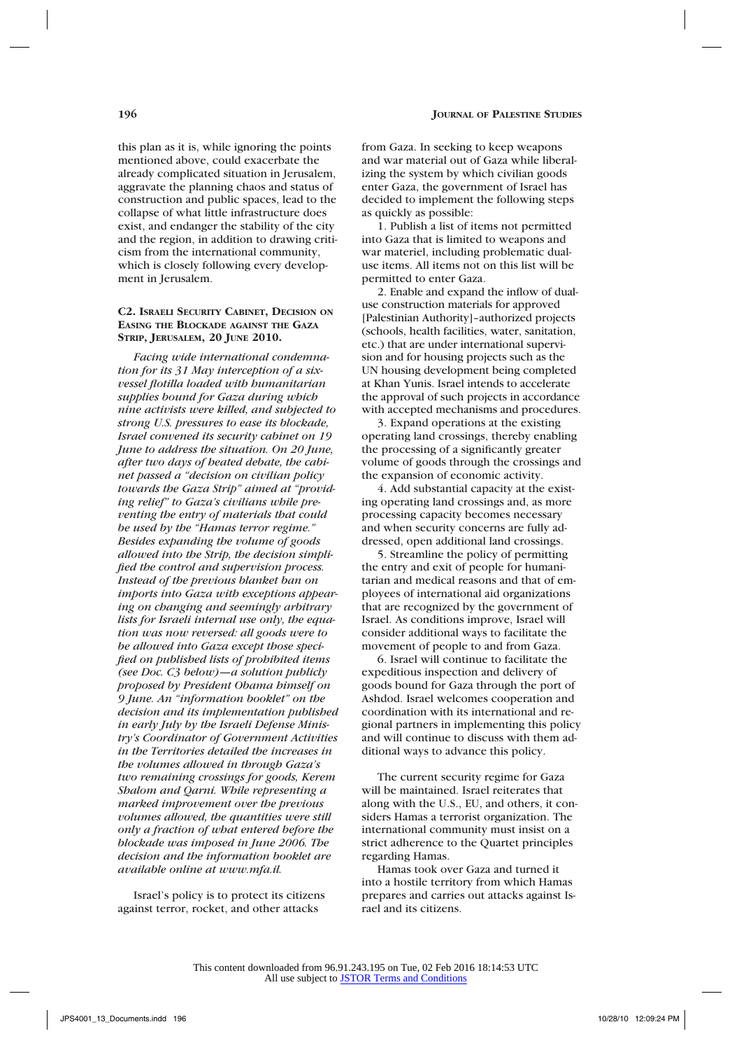this plan as it is, while ignoring the points mentioned above, could exacerbate the already complicated situation in Jerusalem, aggravate the planning chaos and status of construction and public spaces, lead to the collapse of what little infrastructure does exist, and endanger the stability of the city and the region, in addition to drawing criticism from the international community, which is closely following every development in Jerusalem.

### C2. Israeli Security Cabinet, Decision on Easing the Blockade against the Gaza Strip, Jerusalem, 20 June 2010.

*Facing wide international condemnation for its 31 May interception of a six-vessel flotilla loaded with humanitarian supplies bound for Gaza during which nine activists were killed, and subjected to strong U.S. pressures to ease its blockade, Israel convened its security cabinet on 19 June to address the situation. On 20 June, after two days of heated debate, the cabinet passed a "decision on civilian policy towards the Gaza Strip" aimed at "providing relief" to Gaza's civilians while preventing the entry of materials that could be used by the "Hamas terror regime." Besides expanding the volume of goods allowed into the Strip, the decision simplified the control and supervision process. Instead of the previous blanket ban on imports into Gaza with exceptions appearing on changing and seemingly arbitrary lists for Israeli internal use only, the equation was now reversed: all goods were to be allowed into Gaza except those specified on published lists of prohibited items (see Doc. C3 below)—a solution publicly proposed by President Obama himself on 9 June. An "information booklet" on the decision and its implementation published in early July by the Israeli Defense Ministry's Coordinator of Government Activities in the Territories detailed the increases in the volumes allowed in through Gaza's two remaining crossings for goods, Kerem Shalom and Qarni. While representing a marked improvement over the previous volumes allowed, the quantities were still only a fraction of what entered before the blockade was imposed in June 2006. The decision and the information booklet are available online at www.mfa.il.*

Israel's policy is to protect its citizens against terror, rocket, and other attacks from Gaza. In seeking to keep weapons and war material out of Gaza while liberalizing the system by which civilian goods enter Gaza, the government of Israel has decided to implement the following steps as quickly as possible:

1. Publish a list of items not permitted into Gaza that is limited to weapons and war materiel, including problematic dual-use items. All items not on this list will be permitted to enter Gaza.

2. Enable and expand the inflow of dual-use construction materials for approved [Palestinian Authority]–authorized projects (schools, health facilities, water, sanitation, etc.) that are under international supervision and for housing projects such as the UN housing development being completed at Khan Yunis. Israel intends to accelerate the approval of such projects in accordance with accepted mechanisms and procedures.

3. Expand operations at the existing operating land crossings, thereby enabling the processing of a significantly greater volume of goods through the crossings and the expansion of economic activity.

4. Add substantial capacity at the existing operating land crossings and, as more processing capacity becomes necessary and when security concerns are fully addressed, open additional land crossings.

5. Streamline the policy of permitting the entry and exit of people for humanitarian and medical reasons and that of employees of international aid organizations that are recognized by the government of Israel. As conditions improve, Israel will consider additional ways to facilitate the movement of people to and from Gaza.

6. Israel will continue to facilitate the expeditious inspection and delivery of goods bound for Gaza through the port of Ashdod. Israel welcomes cooperation and coordination with its international and regional partners in implementing this policy and will continue to discuss with them additional ways to advance this policy.

The current security regime for Gaza will be maintained. Israel reiterates that along with the U.S., EU, and others, it considers Hamas a terrorist organization. The international community must insist on a strict adherence to the Quartet principles regarding Hamas.

Hamas took over Gaza and turned it into a hostile territory from which Hamas prepares and carries out attacks against Israel and its citizens.